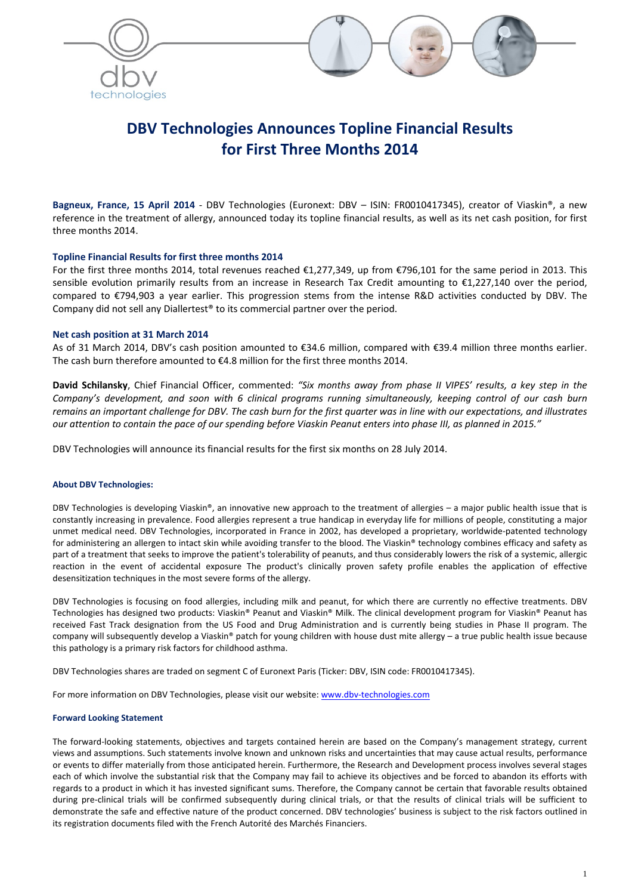# DBV Technologies Announces Topline Financial Results for First Three Months 2014

**Bagneux, France, 15 April 2014** - DBV Technologies (Euronext: DBV – ISIN: FR0010417345), creator of Viaskin®, a new reference in the treatment of allergy, announced today its topline financial results, as well as its net cash position, for first three months 2014.

### Topline Financial Results for first three months 2014

For the first three months 2014, total revenues reached €1,277,349, up from €796,101 for the same period in 2013. This sensible evolution primarily results from an increase in Research Tax Credit amounting to €1,227,140 over the period, compared to €794,903 a year earlier. This progression stems from the intense R&D activities conducted by DBV. The Company did not sell any Diallertest® to its commercial partner over the period.

### Net cash position at 31 March 2014

As of 31 March 2014, DBV's cash position amounted to €34.6 million, compared with €39.4 million three months earlier. The cash burn therefore amounted to €4.8 million for the first three months 2014.

**David Schilansky**, Chief Financial Officer, commented: *"Six months away from phase II VIPES' results, a key step in the Company's development, and soon with 6 clinical programs running simultaneously, keeping control of our cash burn remains an important challenge for DBV. The cash burn for the first quarter was in line with our expectations, and illustrates our attention to contain the pace of our spending before Viaskin Peanut enters into phase III, as planned in 2015."*

DBV Technologies will announce its financial results for the first six months on 28 July 2014.

#### About DBV Technologies:

DBV Technologies is developing Viaskin®, an innovative new approach to the treatment of allergies – a major public health issue that is constantly increasing in prevalence. Food allergies represent a true handicap in everyday life for millions of people, constituting a major unmet medical need. DBV Technologies, incorporated in France in 2002, has developed a proprietary, worldwide-patented technology for administering an allergen to intact skin while avoiding transfer to the blood. The Viaskin® technology combines efficacy and safety as part of a treatment that seeks to improve the patient's tolerability of peanuts, and thus considerably lowers the risk of a systemic, allergic reaction in the event of accidental exposure The product's clinically proven safety profile enables the application of effective desensitization techniques in the most severe forms of the allergy.

DBV Technologies is focusing on food allergies, including milk and peanut, for which there are currently no effective treatments. DBV Technologies has designed two products: Viaskin® Peanut and Viaskin® Milk. The clinical development program for Viaskin® Peanut has received Fast Track designation from the US Food and Drug Administration and is currently being studies in Phase II program. The company will subsequently develop a Viaskin® patch for young children with house dust mite allergy – a true public health issue because this pathology is a primary risk factors for childhood asthma.

DBV Technologies shares are traded on segment C of Euronext Paris (Ticker: DBV, ISIN code: FR0010417345).

For more information on DBV Technologies, please visit our website: www.dbv-technologies.com

#### Forward Looking Statement

The forward-looking statements, objectives and targets contained herein are based on the Company's management strategy, current views and assumptions. Such statements involve known and unknown risks and uncertainties that may cause actual results, performance or events to differ materially from those anticipated herein. Furthermore, the Research and Development process involves several stages each of which involve the substantial risk that the Company may fail to achieve its objectives and be forced to abandon its efforts with regards to a product in which it has invested significant sums. Therefore, the Company cannot be certain that favorable results obtained during pre-clinical trials will be confirmed subsequently during clinical trials, or that the results of clinical trials will be sufficient to demonstrate the safe and effective nature of the product concerned. DBV technologies' business is subject to the risk factors outlined in its registration documents filed with the French Autorité des Marchés Financiers.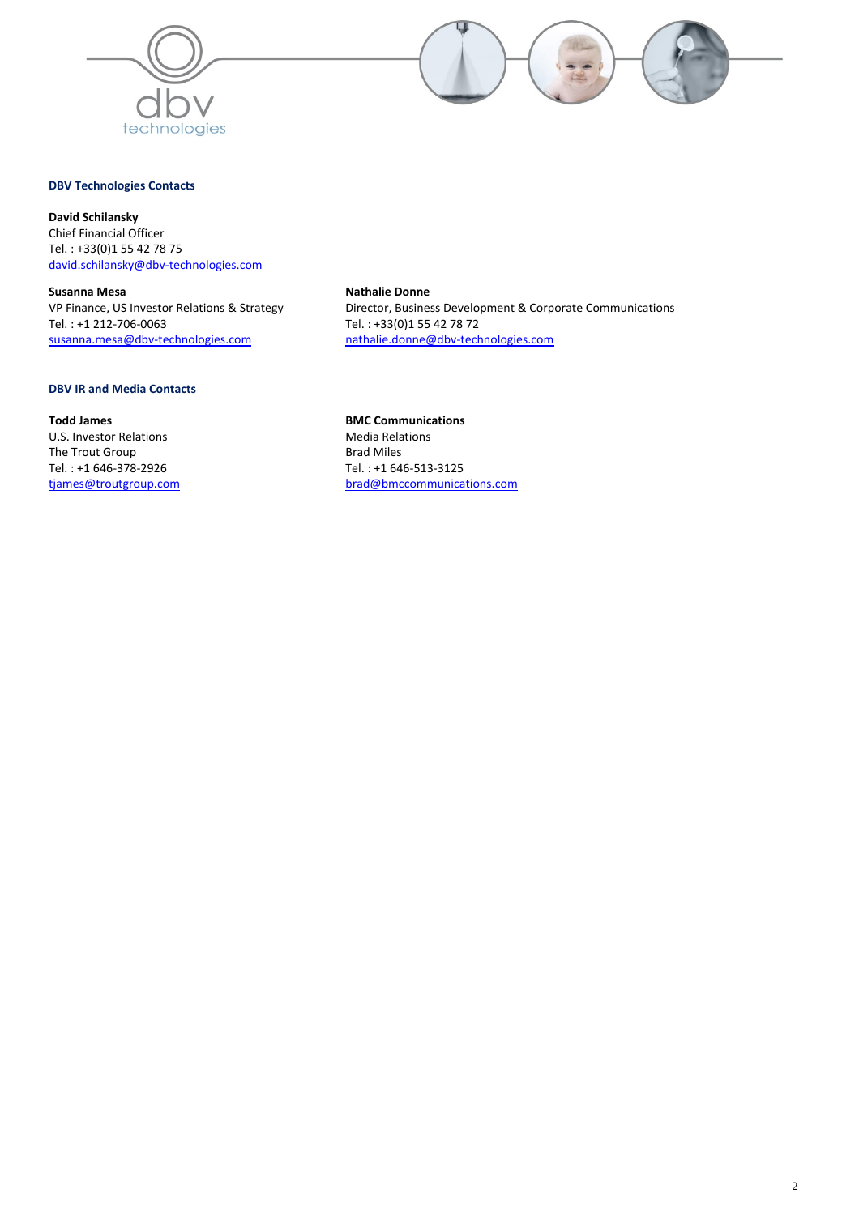**DBV Technologies Contacts**

**David Schilansky**
Chief Financial Officer
Tel. : +33(0)1 55 42 78 75
david.schilansky@dbv-technologies.com

**Susanna Mesa**
VP Finance, US Investor Relations & Strategy
Tel. : +1 212-706-0063
susanna.mesa@dbv-technologies.com

**Nathalie Donne**
Director, Business Development & Corporate Communications
Tel. : +33(0)1 55 42 78 72
nathalie.donne@dbv-technologies.com

**DBV IR and Media Contacts**

**Todd James**
U.S. Investor Relations
The Trout Group
Tel. : +1 646-378-2926
tjames@troutgroup.com

**BMC Communications**
Media Relations
Brad Miles
Tel. : +1 646-513-3125
brad@bmccommunications.com